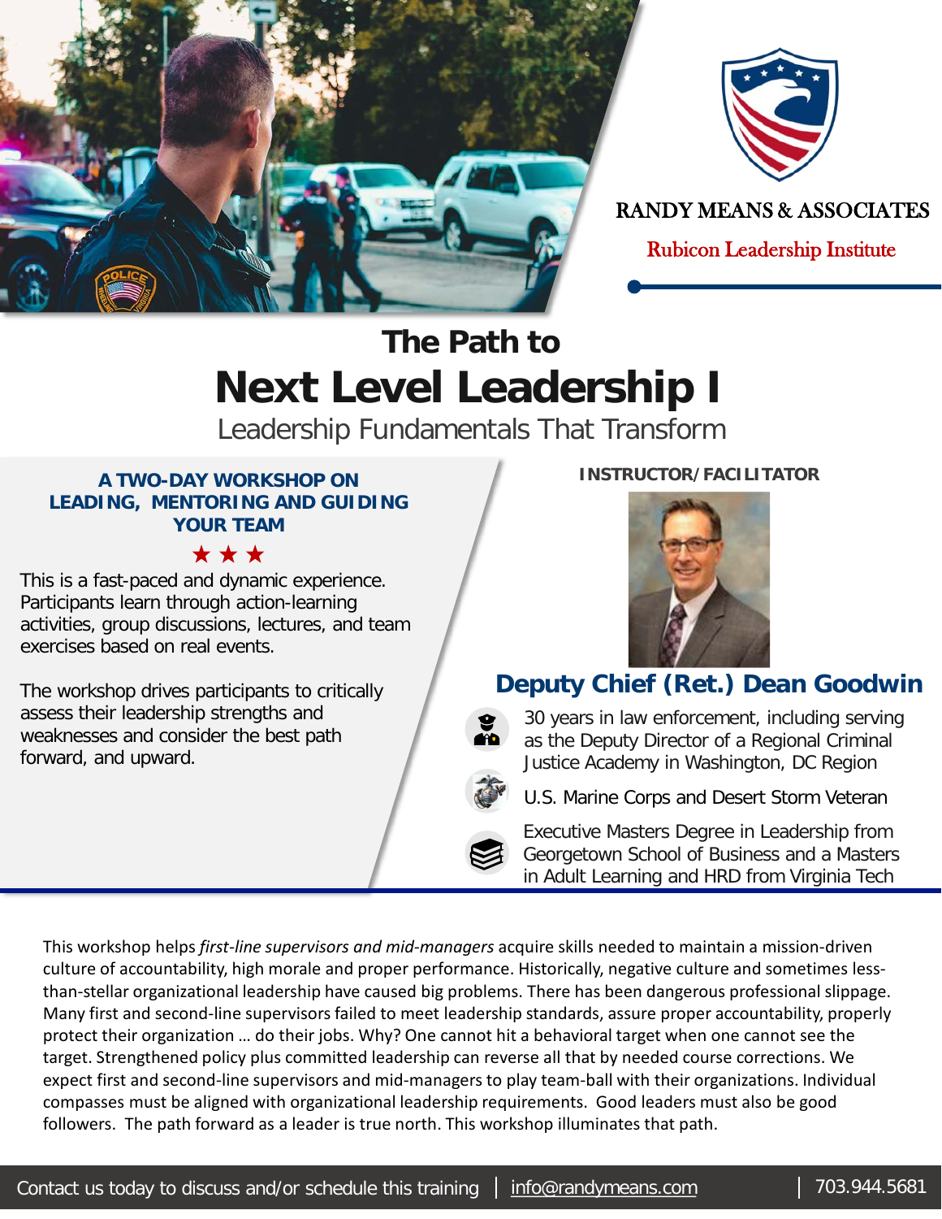RANDY MEANS & ASSOCIATES

Rubicon Leadership Institute

## The Path to

# Next Level Leadership I

Leadership Fundamentals That Transform

### A TWO-DAY WORKSHOP ON LEADING, MENTORING AND GUIDING YOUR TEAM

★ ★ ★

This is a fast-paced and dynamic experience. Participants learn through action-learning activities, group discussions, lectures, and team exercises based on real events.

The workshop drives participants to critically assess their leadership strengths and weaknesses and consider the best path forward, and upward.

**INSTRUCTOR/FACILITATOR**

### Deputy Chief (Ret.) Dean Goodwin

- 30 years in law enforcement, including serving as the Deputy Director of a Regional Criminal Justice Academy in Washington, DC Region
- U.S. Marine Corps and Desert Storm Veteran
- Executive Masters Degree in Leadership from Georgetown School of Business and a Masters in Adult Learning and HRD from Virginia Tech

This workshop helps *first-line supervisors and mid-managers* acquire skills needed to maintain a mission-driven culture of accountability, high morale and proper performance. Historically, negative culture and sometimes less-than-stellar organizational leadership have caused big problems. There has been dangerous professional slippage. Many first and second-line supervisors failed to meet leadership standards, assure proper accountability, properly protect their organization … do their jobs. Why? One cannot hit a behavioral target when one cannot see the target. Strengthened policy plus committed leadership can reverse all that by needed course corrections. We expect first and second-line supervisors and mid-managers to play team-ball with their organizations. Individual compasses must be aligned with organizational leadership requirements. Good leaders must also be good followers. The path forward as a leader is true north. This workshop illuminates that path.

Contact us today to discuss and/or schedule this training | info@randymeans.com | 703.944.5681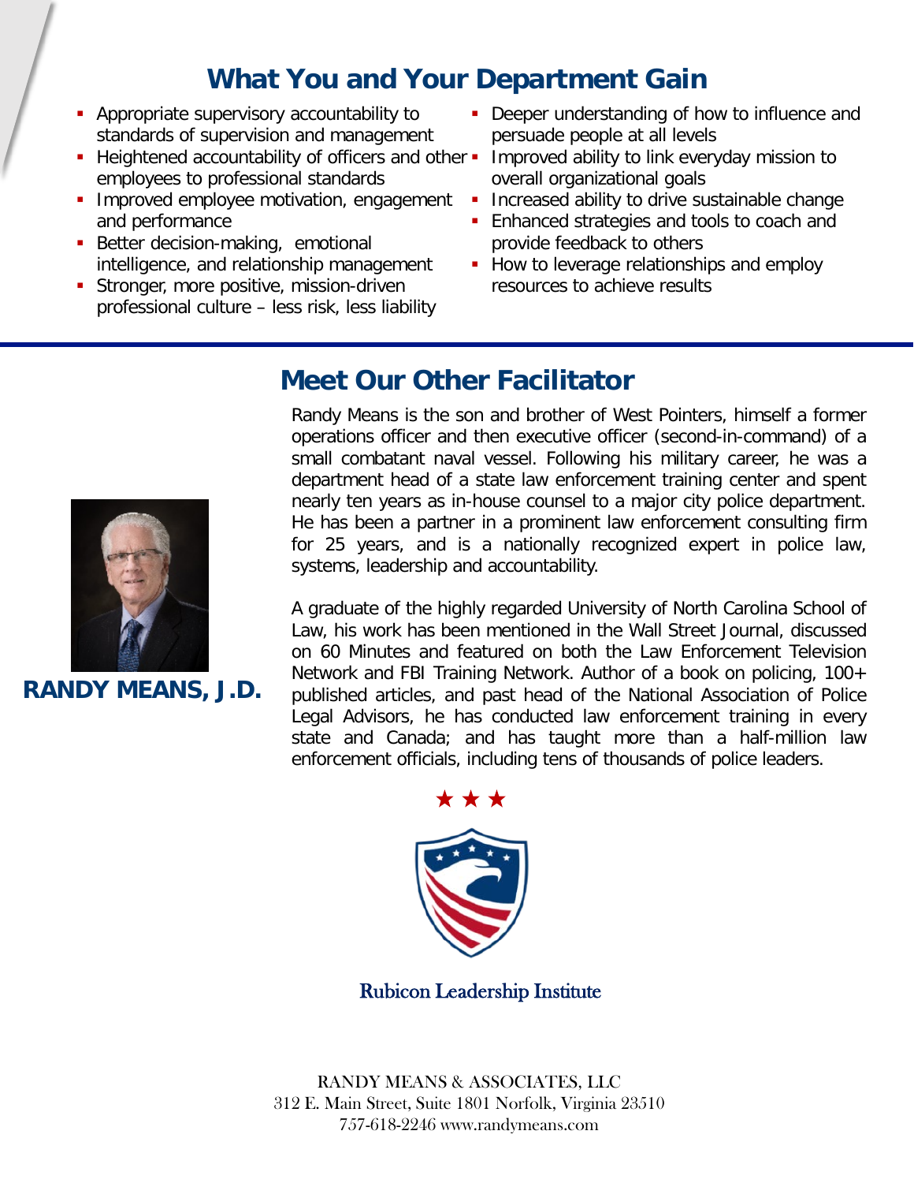## What You and Your Department Gain

- Appropriate supervisory accountability to standards of supervision and management
- Heightened accountability of officers and other employees to professional standards
- Improved employee motivation, engagement and performance
- Better decision-making, emotional intelligence, and relationship management
- Stronger, more positive, mission-driven professional culture – less risk, less liability
- Deeper understanding of how to influence and persuade people at all levels
- Improved ability to link everyday mission to overall organizational goals
- Increased ability to drive sustainable change
- Enhanced strategies and tools to coach and provide feedback to others
- How to leverage relationships and employ resources to achieve results

## Meet Our Other Facilitator

**RANDY MEANS, J.D.**

Randy Means is the son and brother of West Pointers, himself a former operations officer and then executive officer (second-in-command) of a small combatant naval vessel. Following his military career, he was a department head of a state law enforcement training center and spent nearly ten years as in-house counsel to a major city police department. He has been a partner in a prominent law enforcement consulting firm for 25 years, and is a nationally recognized expert in police law, systems, leadership and accountability.

A graduate of the highly regarded University of North Carolina School of Law, his work has been mentioned in the Wall Street Journal, discussed on 60 Minutes and featured on both the Law Enforcement Television Network and FBI Training Network. Author of a book on policing, 100+ published articles, and past head of the National Association of Police Legal Advisors, he has conducted law enforcement training in every state and Canada; and has taught more than a half-million law enforcement officials, including tens of thousands of police leaders.

★ ★ ★

Rubicon Leadership Institute

RANDY MEANS & ASSOCIATES, LLC
312 E. Main Street, Suite 1801 Norfolk, Virginia 23510
757-618-2246 www.randymeans.com